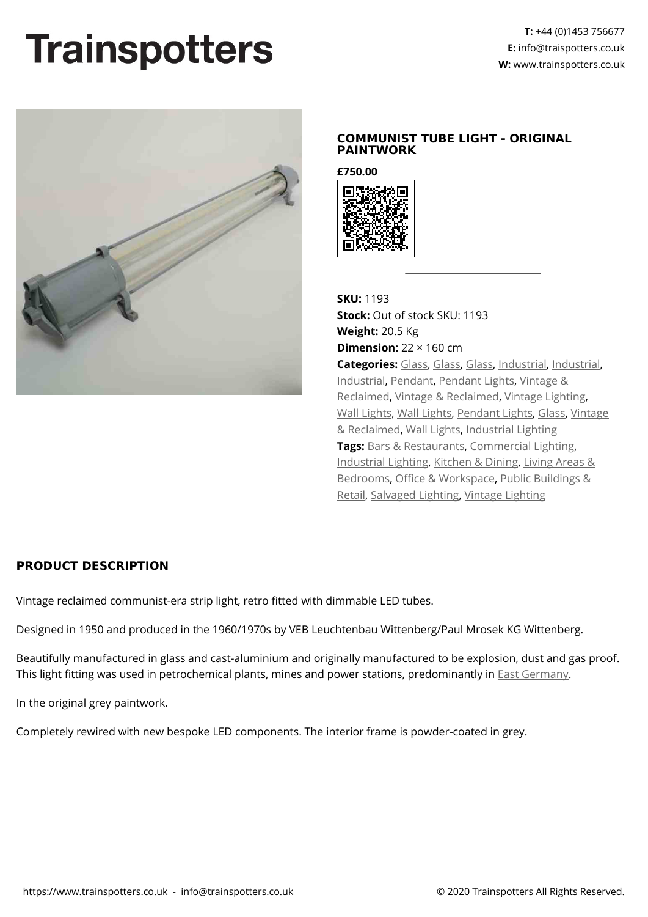# Trainspotters

**T:** +44 (0)1453 756677
**E:** info@traispotters.co.uk
**W:** www.trainspotters.co.uk

## COMMUNIST TUBE LIGHT - ORIGINAL PAINTWORK

**£750.00**

**SKU:** 1193
**Stock:** Out of stock SKU: 1193
**Weight:** 20.5 Kg
**Dimension:** 22 × 160 cm
**Categories:** Glass, Glass, Glass, Industrial, Industrial, Industrial, Pendant, Pendant Lights, Vintage & Reclaimed, Vintage & Reclaimed, Vintage Lighting, Wall Lights, Wall Lights, Pendant Lights, Glass, Vintage & Reclaimed, Wall Lights, Industrial Lighting
**Tags:** Bars & Restaurants, Commercial Lighting, Industrial Lighting, Kitchen & Dining, Living Areas & Bedrooms, Office & Workspace, Public Buildings & Retail, Salvaged Lighting, Vintage Lighting

### PRODUCT DESCRIPTION

Vintage reclaimed communist-era strip light, retro fitted with dimmable LED tubes.

Designed in 1950 and produced in the 1960/1970s by VEB Leuchtenbau Wittenberg/Paul Mrosek KG Wittenberg.

Beautifully manufactured in glass and cast-aluminium and originally manufactured to be explosion, dust and gas proof. This light fitting was used in petrochemical plants, mines and power stations, predominantly in East Germany.

In the original grey paintwork.

Completely rewired with new bespoke LED components. The interior frame is powder-coated in grey.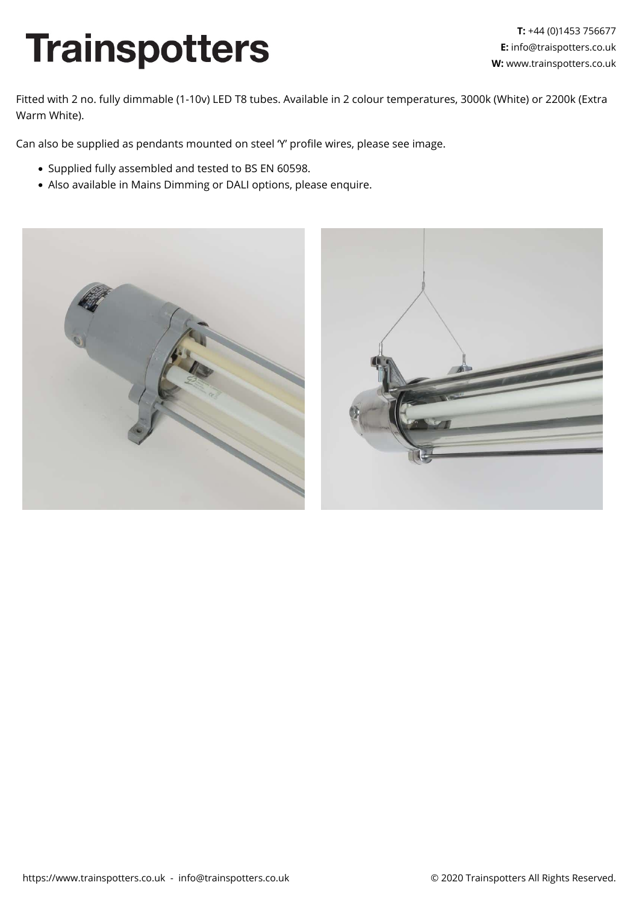# Trainspotters

**T:** +44 (0)1453 756677
**E:** info@traispotters.co.uk
**W:** www.trainspotters.co.uk

Fitted with 2 no. fully dimmable (1-10v) LED T8 tubes. Available in 2 colour temperatures, 3000k (White) or 2200k (Extra Warm White).

Can also be supplied as pendants mounted on steel 'Y' profile wires, please see image.

- Supplied fully assembled and tested to BS EN 60598.
- Also available in Mains Dimming or DALI options, please enquire.